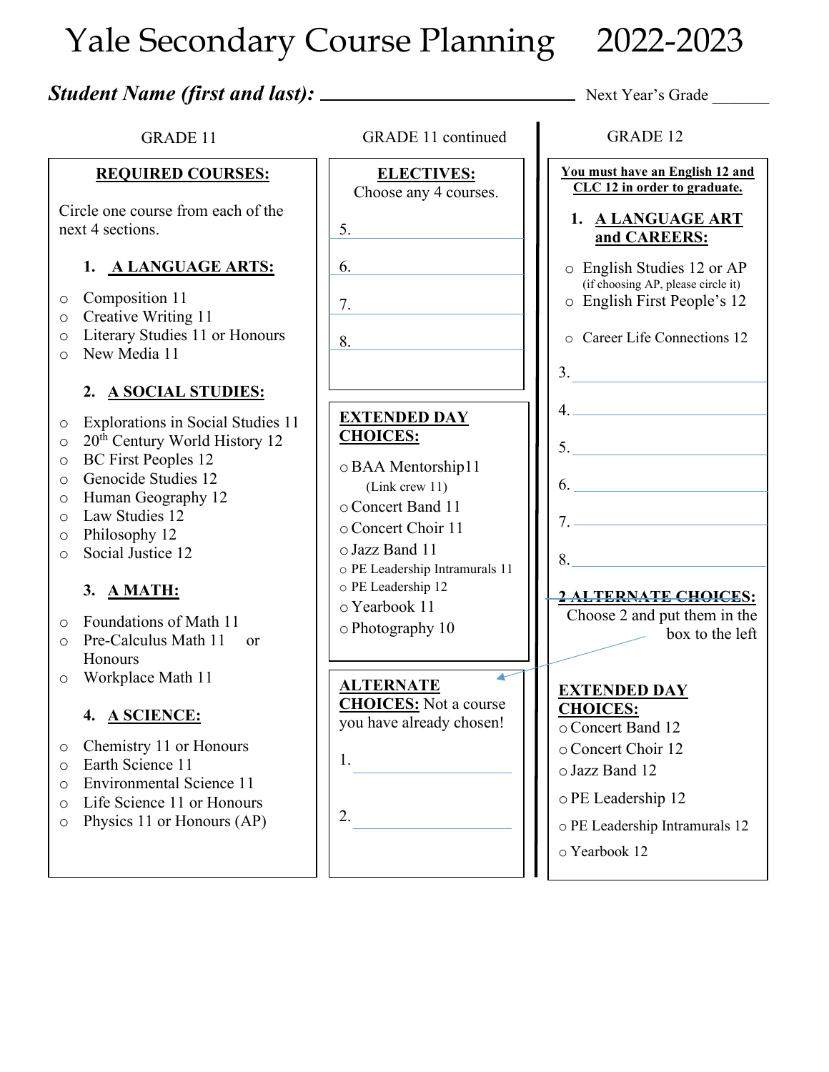# Yale Secondary Course Planning 2022-2023

***Student Name (first and last):*** ____________________________ Next Year's Grade _______

## GRADE 11

### REQUIRED COURSES:

Circle one course from each of the next 4 sections.

**1. A LANGUAGE ARTS:**

- Composition 11
- Creative Writing 11
- Literary Studies 11 or Honours
- New Media 11

**2. A SOCIAL STUDIES:**

- Explorations in Social Studies 11
- 20th Century World History 12
- BC First Peoples 12
- Genocide Studies 12
- Human Geography 12
- Law Studies 12
- Philosophy 12
- Social Justice 12

**3. A MATH:**

- Foundations of Math 11
- Pre-Calculus Math 11 or Honours
- Workplace Math 11

**4. A SCIENCE:**

- Chemistry 11 or Honours
- Earth Science 11
- Environmental Science 11
- Life Science 11 or Honours
- Physics 11 or Honours (AP)

## GRADE 11 continued

### ELECTIVES:

Choose any 4 courses.

5. ____________________
6. ____________________
7. ____________________
8. ____________________

### EXTENDED DAY CHOICES:

- BAA Mentorship11 (Link crew 11)
- Concert Band 11
- Concert Choir 11
- Jazz Band 11
- PE Leadership Intramurals 11
- PE Leadership 12
- Yearbook 11
- Photography 10

### ALTERNATE CHOICES:

Not a course you have already chosen!

1. ____________________
2. ____________________

## GRADE 12

**You must have an English 12 and CLC 12 in order to graduate.**

**1. A LANGUAGE ART and CAREERS:**

- English Studies 12 or AP (if choosing AP, please circle it)
- English First People's 12
- Career Life Connections 12

3. ____________________
4. ____________________
5. ____________________
6. ____________________
7. ____________________
8. ____________________

~~**2 ALTERNATE CHOICES:**~~

Choose 2 and put them in the box to the left

### EXTENDED DAY CHOICES:

- Concert Band 12
- Concert Choir 12
- Jazz Band 12
- PE Leadership 12
- PE Leadership Intramurals 12
- Yearbook 12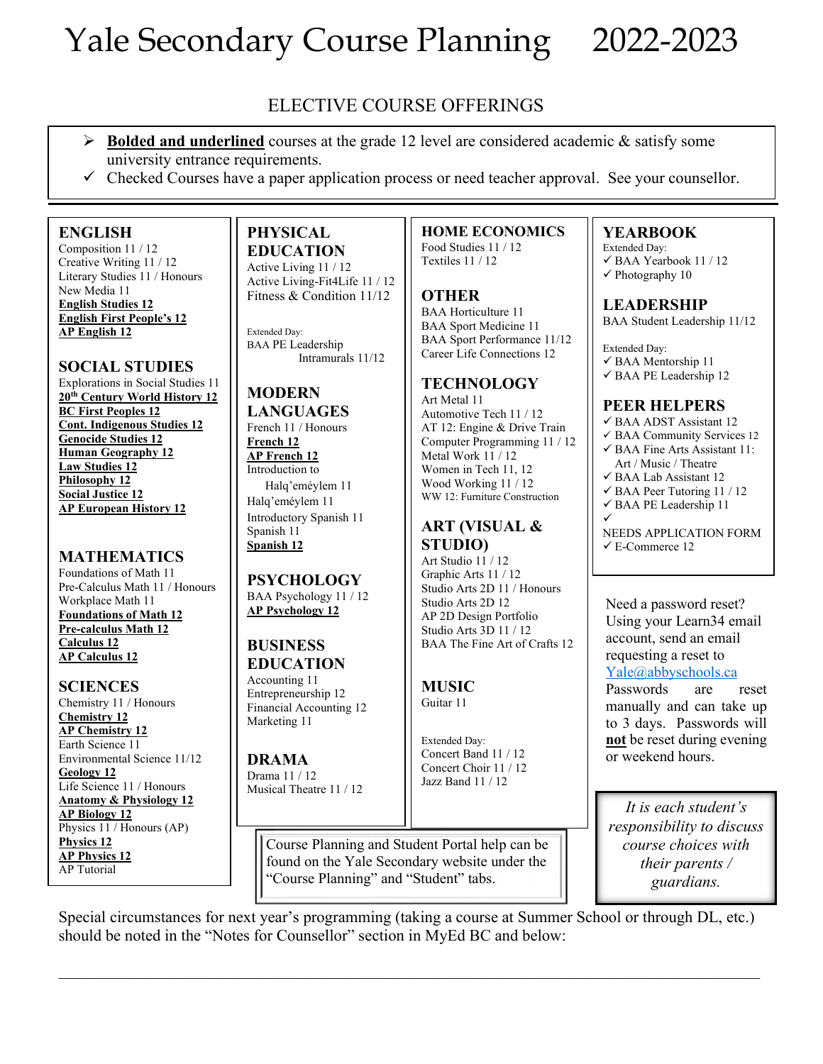# Yale Secondary Course Planning 2022-2023

## ELECTIVE COURSE OFFERINGS

- **<u>Bolded and underlined</u>** courses at the grade 12 level are considered academic & satisfy some university entrance requirements.
- ✓ Checked Courses have a paper application process or need teacher approval. See your counsellor.

### ENGLISH

Composition 11 / 12
Creative Writing 11 / 12
Literary Studies 11 / Honours
New Media 11
**<u>English Studies 12</u>**
**<u>English First People's 12</u>**
**<u>AP English 12</u>**

### SOCIAL STUDIES

Explorations in Social Studies 11
**<u>20th Century World History 12</u>**
**<u>BC First Peoples 12</u>**
**<u>Cont. Indigenous Studies 12</u>**
**<u>Genocide Studies 12</u>**
**<u>Human Geography 12</u>**
**<u>Law Studies 12</u>**
**<u>Philosophy 12</u>**
**<u>Social Justice 12</u>**
**<u>AP European History 12</u>**

### MATHEMATICS

Foundations of Math 11
Pre-Calculus Math 11 / Honours
Workplace Math 11
**<u>Foundations of Math 12</u>**
**<u>Pre-calculus Math 12</u>**
**<u>Calculus 12</u>**
**<u>AP Calculus 12</u>**

### SCIENCES

Chemistry 11 / Honours
**<u>Chemistry 12</u>**
**<u>AP Chemistry 12</u>**
Earth Science 11
Environmental Science 11/12
**<u>Geology 12</u>**
Life Science 11 / Honours
**<u>Anatomy & Physiology 12</u>**
**<u>AP Biology 12</u>**
Physics 11 / Honours (AP)
**<u>Physics 12</u>**
**<u>AP Physics 12</u>**
AP Tutorial

### PHYSICAL EDUCATION

Active Living 11 / 12
Active Living-Fit4Life 11 / 12
Fitness & Condition 11/12

Extended Day:
BAA PE Leadership Intramurals 11/12

### MODERN LANGUAGES

French 11 / Honours
**<u>French 12</u>**
**<u>AP French 12</u>**
Introduction to Halq'eméylem 11
Halq'eméylem 11
Introductory Spanish 11
Spanish 11
**<u>Spanish 12</u>**

### PSYCHOLOGY

BAA Psychology 11 / 12
**<u>AP Psychology 12</u>**

### BUSINESS EDUCATION

Accounting 11
Entrepreneurship 12
Financial Accounting 12
Marketing 11

### DRAMA

Drama 11 / 12
Musical Theatre 11 / 12

### HOME ECONOMICS

Food Studies 11 / 12
Textiles 11 / 12

### OTHER

BAA Horticulture 11
BAA Sport Medicine 11
BAA Sport Performance 11/12
Career Life Connections 12

### TECHNOLOGY

Art Metal 11
Automotive Tech 11 / 12
AT 12: Engine & Drive Train
Computer Programming 11 / 12
Metal Work 11 / 12
Women in Tech 11, 12
Wood Working 11 / 12
WW 12: Furniture Construction

### ART (VISUAL & STUDIO)

Art Studio 11 / 12
Graphic Arts 11 / 12
Studio Arts 2D 11 / Honours
Studio Arts 2D 12
AP 2D Design Portfolio
Studio Arts 3D 11 / 12
BAA The Fine Art of Crafts 12

### MUSIC

Guitar 11

Extended Day:
Concert Band 11 / 12
Concert Choir 11 / 12
Jazz Band 11 / 12

### YEARBOOK

Extended Day:
✓ BAA Yearbook 11 / 12
✓ Photography 10

### LEADERSHIP

BAA Student Leadership 11/12

Extended Day:
✓ BAA Mentorship 11
✓ BAA PE Leadership 12

### PEER HELPERS

✓ BAA ADST Assistant 12
✓ BAA Community Services 12
✓ BAA Fine Arts Assistant 11: Art / Music / Theatre
✓ BAA Lab Assistant 12
✓ BAA Peer Tutoring 11 / 12
✓ BAA PE Leadership 11
✓ NEEDS APPLICATION FORM
✓ E-Commerce 12

Course Planning and Student Portal help can be found on the Yale Secondary website under the "Course Planning" and "Student" tabs.

Need a password reset? Using your Learn34 email account, send an email requesting a reset to Yale@abbyschools.ca Passwords are reset manually and can take up to 3 days. Passwords will **<u>not</u>** be reset during evening or weekend hours.

*It is each student's responsibility to discuss course choices with their parents / guardians.*

Special circumstances for next year's programming (taking a course at Summer School or through DL, etc.) should be noted in the "Notes for Counsellor" section in MyEd BC and below:

_______________________________________________